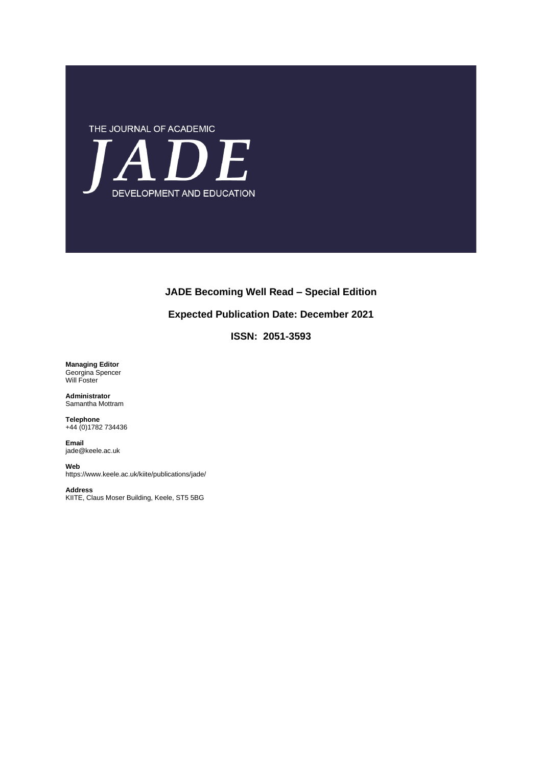THE JOURNAL OF ACADEMIC

# JADE

DEVELOPMENT AND EDUCATION

**JADE Becoming Well Read – Special Edition**

**Expected Publication Date: December 2021**

**ISSN: 2051-3593**

**Managing Editor**
Georgina Spencer
Will Foster

**Administrator**
Samantha Mottram

**Telephone**
+44 (0)1782 734436

**Email**
jade@keele.ac.uk

**Web**
https://www.keele.ac.uk/kiite/publications/jade/

**Address**
KIITE, Claus Moser Building, Keele, ST5 5BG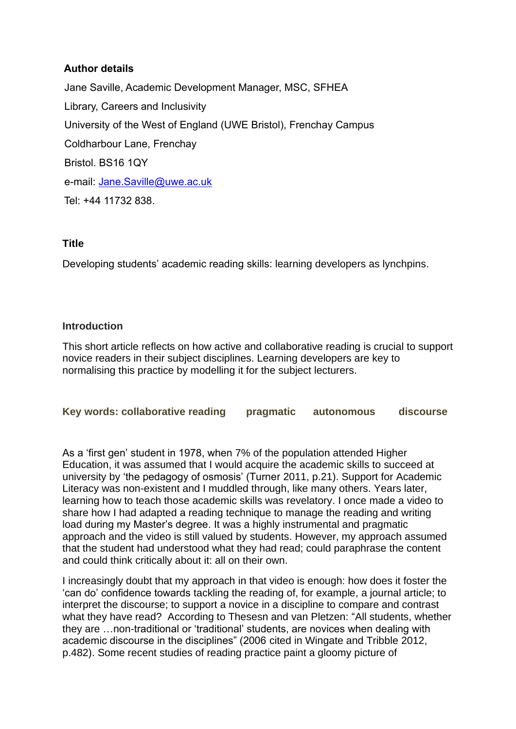**Author details**

Jane Saville, Academic Development Manager, MSC, SFHEA

Library, Careers and Inclusivity

University of the West of England (UWE Bristol), Frenchay Campus

Coldharbour Lane, Frenchay

Bristol. BS16 1QY

e-mail: Jane.Saville@uwe.ac.uk

Tel: +44 11732 838.

**Title**

Developing students' academic reading skills: learning developers as lynchpins.

**Introduction**

This short article reflects on how active and collaborative reading is crucial to support novice readers in their subject disciplines. Learning developers are key to normalising this practice by modelling it for the subject lecturers.

**Key words: collaborative reading pragmatic autonomous discourse**

As a 'first gen' student in 1978, when 7% of the population attended Higher Education, it was assumed that I would acquire the academic skills to succeed at university by 'the pedagogy of osmosis' (Turner 2011, p.21). Support for Academic Literacy was non-existent and I muddled through, like many others. Years later, learning how to teach those academic skills was revelatory. I once made a video to share how I had adapted a reading technique to manage the reading and writing load during my Master's degree. It was a highly instrumental and pragmatic approach and the video is still valued by students. However, my approach assumed that the student had understood what they had read; could paraphrase the content and could think critically about it: all on their own.

I increasingly doubt that my approach in that video is enough: how does it foster the 'can do' confidence towards tackling the reading of, for example, a journal article; to interpret the discourse; to support a novice in a discipline to compare and contrast what they have read? According to Thesesn and van Pletzen: "All students, whether they are …non-traditional or 'traditional' students, are novices when dealing with academic discourse in the disciplines" (2006 cited in Wingate and Tribble 2012, p.482). Some recent studies of reading practice paint a gloomy picture of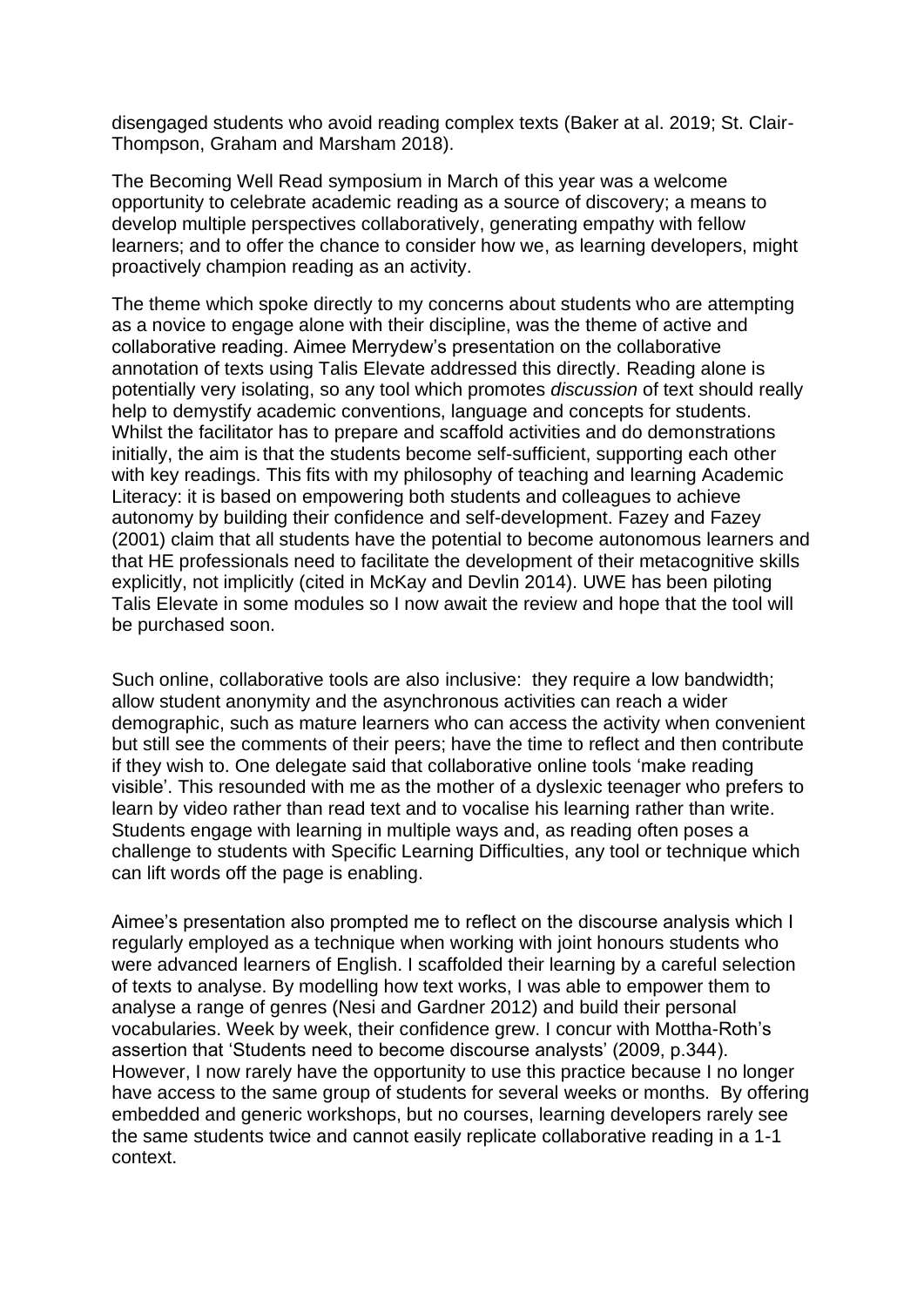disengaged students who avoid reading complex texts (Baker at al. 2019; St. Clair-Thompson, Graham and Marsham 2018).

The Becoming Well Read symposium in March of this year was a welcome opportunity to celebrate academic reading as a source of discovery; a means to develop multiple perspectives collaboratively, generating empathy with fellow learners; and to offer the chance to consider how we, as learning developers, might proactively champion reading as an activity.

The theme which spoke directly to my concerns about students who are attempting as a novice to engage alone with their discipline, was the theme of active and collaborative reading. Aimee Merrydew's presentation on the collaborative annotation of texts using Talis Elevate addressed this directly. Reading alone is potentially very isolating, so any tool which promotes *discussion* of text should really help to demystify academic conventions, language and concepts for students. Whilst the facilitator has to prepare and scaffold activities and do demonstrations initially, the aim is that the students become self-sufficient, supporting each other with key readings. This fits with my philosophy of teaching and learning Academic Literacy: it is based on empowering both students and colleagues to achieve autonomy by building their confidence and self-development. Fazey and Fazey (2001) claim that all students have the potential to become autonomous learners and that HE professionals need to facilitate the development of their metacognitive skills explicitly, not implicitly (cited in McKay and Devlin 2014). UWE has been piloting Talis Elevate in some modules so I now await the review and hope that the tool will be purchased soon.

Such online, collaborative tools are also inclusive: they require a low bandwidth; allow student anonymity and the asynchronous activities can reach a wider demographic, such as mature learners who can access the activity when convenient but still see the comments of their peers; have the time to reflect and then contribute if they wish to. One delegate said that collaborative online tools 'make reading visible'. This resounded with me as the mother of a dyslexic teenager who prefers to learn by video rather than read text and to vocalise his learning rather than write. Students engage with learning in multiple ways and, as reading often poses a challenge to students with Specific Learning Difficulties, any tool or technique which can lift words off the page is enabling.

Aimee's presentation also prompted me to reflect on the discourse analysis which I regularly employed as a technique when working with joint honours students who were advanced learners of English. I scaffolded their learning by a careful selection of texts to analyse. By modelling how text works, I was able to empower them to analyse a range of genres (Nesi and Gardner 2012) and build their personal vocabularies. Week by week, their confidence grew. I concur with Mottha-Roth's assertion that 'Students need to become discourse analysts' (2009, p.344). However, I now rarely have the opportunity to use this practice because I no longer have access to the same group of students for several weeks or months. By offering embedded and generic workshops, but no courses, learning developers rarely see the same students twice and cannot easily replicate collaborative reading in a 1-1 context.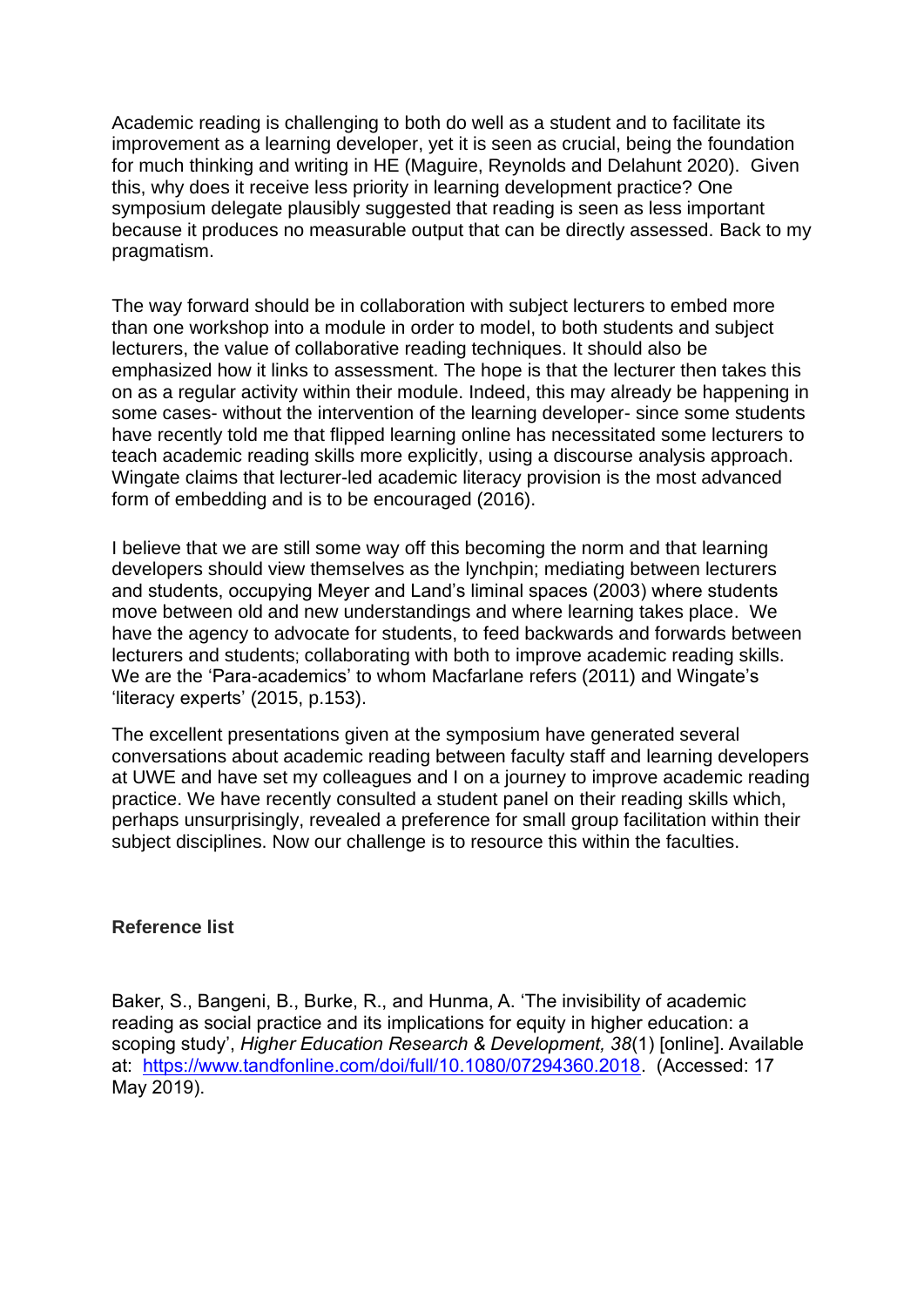Academic reading is challenging to both do well as a student and to facilitate its improvement as a learning developer, yet it is seen as crucial, being the foundation for much thinking and writing in HE (Maguire, Reynolds and Delahunt 2020). Given this, why does it receive less priority in learning development practice? One symposium delegate plausibly suggested that reading is seen as less important because it produces no measurable output that can be directly assessed. Back to my pragmatism.

The way forward should be in collaboration with subject lecturers to embed more than one workshop into a module in order to model, to both students and subject lecturers, the value of collaborative reading techniques. It should also be emphasized how it links to assessment. The hope is that the lecturer then takes this on as a regular activity within their module. Indeed, this may already be happening in some cases- without the intervention of the learning developer- since some students have recently told me that flipped learning online has necessitated some lecturers to teach academic reading skills more explicitly, using a discourse analysis approach. Wingate claims that lecturer-led academic literacy provision is the most advanced form of embedding and is to be encouraged (2016).

I believe that we are still some way off this becoming the norm and that learning developers should view themselves as the lynchpin; mediating between lecturers and students, occupying Meyer and Land's liminal spaces (2003) where students move between old and new understandings and where learning takes place. We have the agency to advocate for students, to feed backwards and forwards between lecturers and students; collaborating with both to improve academic reading skills. We are the 'Para-academics' to whom Macfarlane refers (2011) and Wingate's 'literacy experts' (2015, p.153).

The excellent presentations given at the symposium have generated several conversations about academic reading between faculty staff and learning developers at UWE and have set my colleagues and I on a journey to improve academic reading practice. We have recently consulted a student panel on their reading skills which, perhaps unsurprisingly, revealed a preference for small group facilitation within their subject disciplines. Now our challenge is to resource this within the faculties.

**Reference list**

Baker, S., Bangeni, B., Burke, R., and Hunma, A. 'The invisibility of academic reading as social practice and its implications for equity in higher education: a scoping study', *Higher Education Research & Development, 38*(1) [online]. Available at: https://www.tandfonline.com/doi/full/10.1080/07294360.2018. (Accessed: 17 May 2019).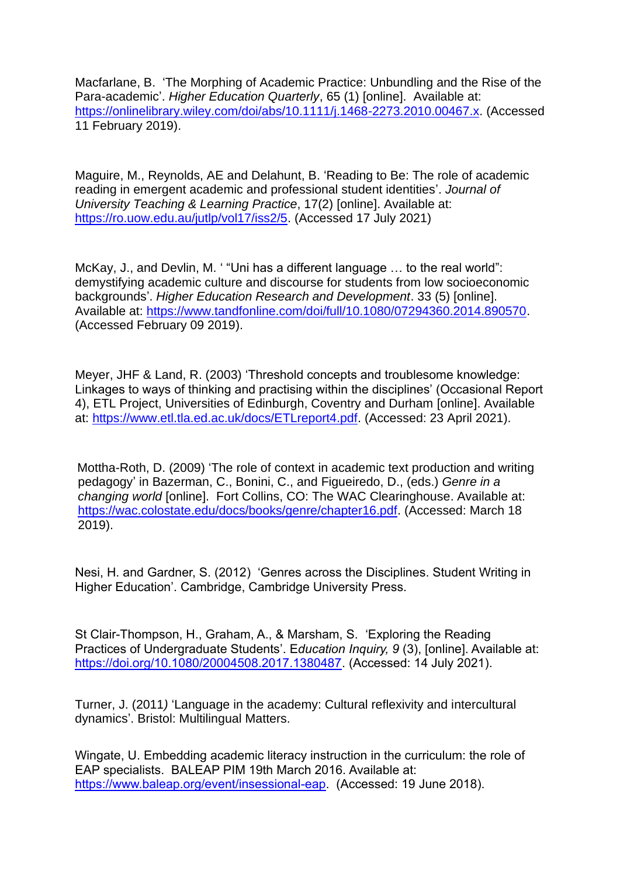Macfarlane, B.  'The Morphing of Academic Practice: Unbundling and the Rise of the Para-academic'. *Higher Education Quarterly*, 65 (1) [online].  Available at: https://onlinelibrary.wiley.com/doi/abs/10.1111/j.1468-2273.2010.00467.x. (Accessed 11 February 2019).

Maguire, M., Reynolds, AE and Delahunt, B. 'Reading to Be: The role of academic reading in emergent academic and professional student identities'. *Journal of University Teaching & Learning Practice*, 17(2) [online]. Available at: https://ro.uow.edu.au/jutlp/vol17/iss2/5. (Accessed 17 July 2021)

McKay, J., and Devlin, M. ' "Uni has a different language … to the real world": demystifying academic culture and discourse for students from low socioeconomic backgrounds'. *Higher Education Research and Development*. 33 (5) [online]. Available at: https://www.tandfonline.com/doi/full/10.1080/07294360.2014.890570. (Accessed February 09 2019).

Meyer, JHF & Land, R. (2003) 'Threshold concepts and troublesome knowledge: Linkages to ways of thinking and practising within the disciplines' (Occasional Report 4), ETL Project, Universities of Edinburgh, Coventry and Durham [online]. Available at: https://www.etl.tla.ed.ac.uk/docs/ETLreport4.pdf. (Accessed: 23 April 2021).

Mottha-Roth, D. (2009) 'The role of context in academic text production and writing pedagogy' in Bazerman, C., Bonini, C., and Figueiredo, D., (eds.) *Genre in a changing world* [online].  Fort Collins, CO: The WAC Clearinghouse. Available at: https://wac.colostate.edu/docs/books/genre/chapter16.pdf. (Accessed: March 18 2019).

Nesi, H. and Gardner, S. (2012)  'Genres across the Disciplines. Student Writing in Higher Education'. Cambridge, Cambridge University Press.

St Clair-Thompson, H., Graham, A., & Marsham, S.  'Exploring the Reading Practices of Undergraduate Students'. E*ducation Inquiry, 9* (3), [online]. Available at: https://doi.org/10.1080/20004508.2017.1380487. (Accessed: 14 July 2021).

Turner, J. (2011*)* 'Language in the academy: Cultural reflexivity and intercultural dynamics'. Bristol: Multilingual Matters.

Wingate, U. Embedding academic literacy instruction in the curriculum: the role of EAP specialists.  BALEAP PIM 19th March 2016. Available at: https://www.baleap.org/event/insessional-eap.  (Accessed: 19 June 2018).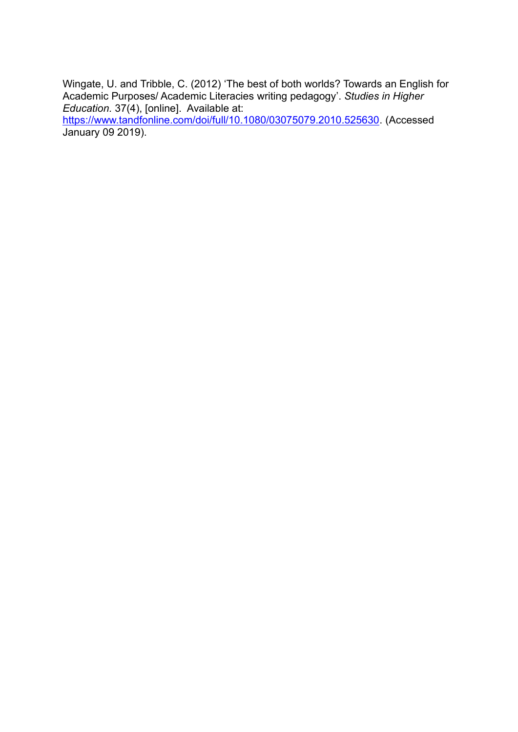Wingate, U. and Tribble, C. (2012) 'The best of both worlds? Towards an English for Academic Purposes/ Academic Literacies writing pedagogy'. *Studies in Higher Education.* 37(4), [online]. Available at: https://www.tandfonline.com/doi/full/10.1080/03075079.2010.525630. (Accessed January 09 2019).